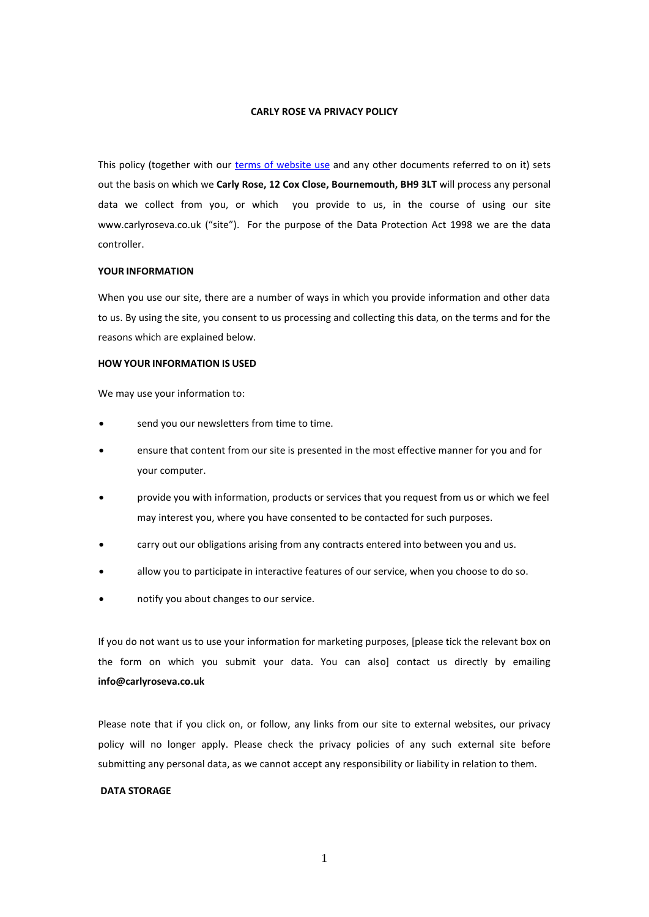# CARLY ROSE VA PRIVACY POLICY

This policy (together with our [terms of website use]() and any other documents referred to on it) sets out the basis on which we **Carly Rose, 12 Cox Close, Bournemouth, BH9 3LT** will process any personal data we collect from you, or which you provide to us, in the course of using our site www.carlyroseva.co.uk ("site"). For the purpose of the Data Protection Act 1998 we are the data controller.

## YOUR INFORMATION

When you use our site, there are a number of ways in which you provide information and other data to us. By using the site, you consent to us processing and collecting this data, on the terms and for the reasons which are explained below.

## HOW YOUR INFORMATION IS USED

We may use your information to:

- send you our newsletters from time to time.
- ensure that content from our site is presented in the most effective manner for you and for your computer.
- provide you with information, products or services that you request from us or which we feel may interest you, where you have consented to be contacted for such purposes.
- carry out our obligations arising from any contracts entered into between you and us.
- allow you to participate in interactive features of our service, when you choose to do so.
- notify you about changes to our service.

If you do not want us to use your information for marketing purposes, [please tick the relevant box on the form on which you submit your data. You can also] contact us directly by emailing **info@carlyroseva.co.uk**

Please note that if you click on, or follow, any links from our site to external websites, our privacy policy will no longer apply. Please check the privacy policies of any such external site before submitting any personal data, as we cannot accept any responsibility or liability in relation to them.

## DATA STORAGE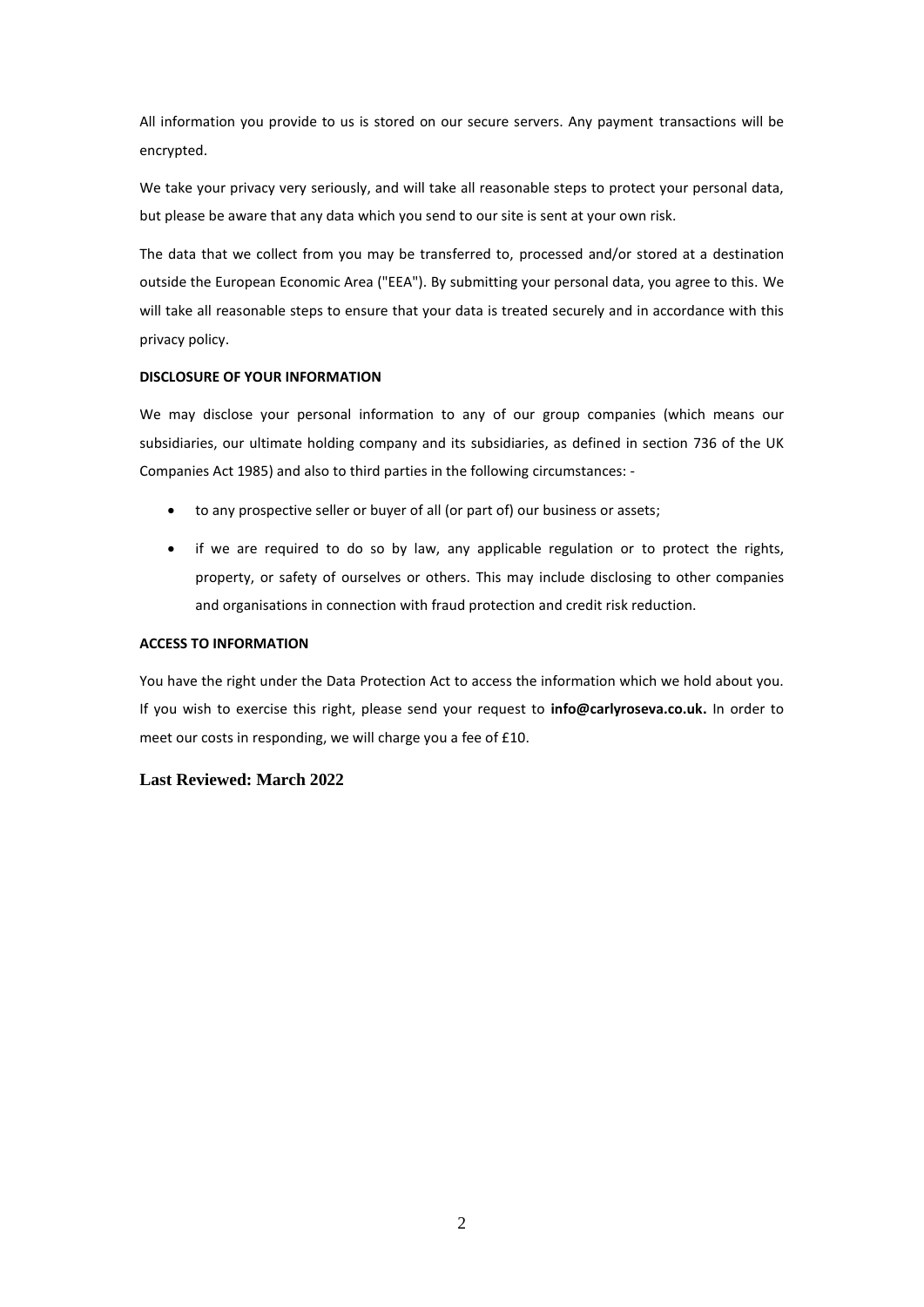All information you provide to us is stored on our secure servers. Any payment transactions will be encrypted.

We take your privacy very seriously, and will take all reasonable steps to protect your personal data, but please be aware that any data which you send to our site is sent at your own risk.

The data that we collect from you may be transferred to, processed and/or stored at a destination outside the European Economic Area ("EEA"). By submitting your personal data, you agree to this. We will take all reasonable steps to ensure that your data is treated securely and in accordance with this privacy policy.

**DISCLOSURE OF YOUR INFORMATION**

We may disclose your personal information to any of our group companies (which means our subsidiaries, our ultimate holding company and its subsidiaries, as defined in section 736 of the UK Companies Act 1985) and also to third parties in the following circumstances: -

- to any prospective seller or buyer of all (or part of) our business or assets;
- if we are required to do so by law, any applicable regulation or to protect the rights, property, or safety of ourselves or others. This may include disclosing to other companies and organisations in connection with fraud protection and credit risk reduction.

**ACCESS TO INFORMATION**

You have the right under the Data Protection Act to access the information which we hold about you. If you wish to exercise this right, please send your request to **info@carlyroseva.co.uk.** In order to meet our costs in responding, we will charge you a fee of £10.

**Last Reviewed: March 2022**